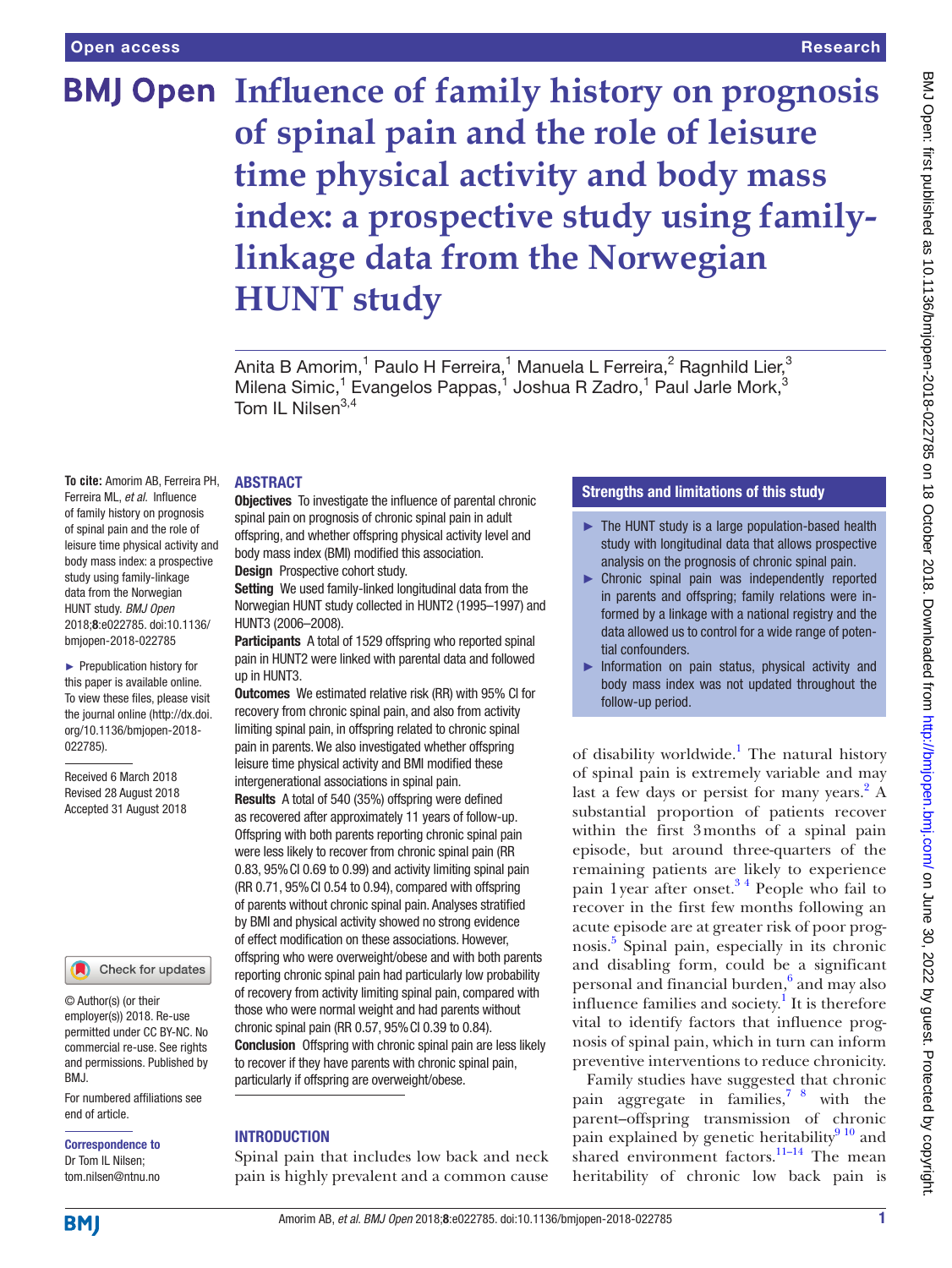Open access

Research

# Influence of family history on prognosis of spinal pain and the role of leisure time physical activity and body mass index: a prospective study using family-linkage data from the Norwegian HUNT study

Anita B Amorim,[1] Paulo H Ferreira,[1] Manuela L Ferreira,[2] Ragnhild Lier,[3] Milena Simic,[1] Evangelos Pappas,[1] Joshua R Zadro,[1] Paul Jarle Mork,[3] Tom IL Nilsen[3,4]

**To cite:** Amorim AB, Ferreira PH, Ferreira ML, *et al*. Influence of family history on prognosis of spinal pain and the role of leisure time physical activity and body mass index: a prospective study using family-linkage data from the Norwegian HUNT study. *BMJ Open* 2018;**8**:e022785. doi:10.1136/bmjopen-2018-022785

► Prepublication history for this paper is available online. To view these files, please visit the journal online (http://dx.doi.org/10.1136/bmjopen-2018-022785).

Received 6 March 2018
Revised 28 August 2018
Accepted 31 August 2018

© Author(s) (or their employer(s)) 2018. Re-use permitted under CC BY-NC. No commercial re-use. See rights and permissions. Published by BMJ.

For numbered affiliations see end of article.

**Correspondence to**
Dr Tom IL Nilsen;
tom.nilsen@ntnu.no

## ABSTRACT

**Objectives** To investigate the influence of parental chronic spinal pain on prognosis of chronic spinal pain in adult offspring, and whether offspring physical activity level and body mass index (BMI) modified this association.

**Design** Prospective cohort study.

**Setting** We used family-linked longitudinal data from the Norwegian HUNT study collected in HUNT2 (1995–1997) and HUNT3 (2006–2008).

**Participants** A total of 1529 offspring who reported spinal pain in HUNT2 were linked with parental data and followed up in HUNT3.

**Outcomes** We estimated relative risk (RR) with 95% CI for recovery from chronic spinal pain, and also from activity limiting spinal pain, in offspring related to chronic spinal pain in parents. We also investigated whether offspring leisure time physical activity and BMI modified these intergenerational associations in spinal pain.

**Results** A total of 540 (35%) offspring were defined as recovered after approximately 11 years of follow-up. Offspring with both parents reporting chronic spinal pain were less likely to recover from chronic spinal pain (RR 0.83, 95% CI 0.69 to 0.99) and activity limiting spinal pain (RR 0.71, 95% CI 0.54 to 0.94), compared with offspring of parents without chronic spinal pain. Analyses stratified by BMI and physical activity showed no strong evidence of effect modification on these associations. However, offspring who were overweight/obese and with both parents reporting chronic spinal pain had particularly low probability of recovery from activity limiting spinal pain, compared with those who were normal weight and had parents without chronic spinal pain (RR 0.57, 95% CI 0.39 to 0.84).

**Conclusion** Offspring with chronic spinal pain are less likely to recover if they have parents with chronic spinal pain, particularly if offspring are overweight/obese.

## Strengths and limitations of this study

- ► The HUNT study is a large population-based health study with longitudinal data that allows prospective analysis on the prognosis of chronic spinal pain.
- ► Chronic spinal pain was independently reported in parents and offspring; family relations were informed by a linkage with a national registry and the data allowed us to control for a wide range of potential confounders.
- ► Information on pain status, physical activity and body mass index was not updated throughout the follow-up period.

## INTRODUCTION

Spinal pain that includes low back and neck pain is highly prevalent and a common cause of disability worldwide.[1] The natural history of spinal pain is extremely variable and may last a few days or persist for many years.[2] A substantial proportion of patients recover within the first 3 months of a spinal pain episode, but around three-quarters of the remaining patients are likely to experience pain 1 year after onset.[3,4] People who fail to recover in the first few months following an acute episode are at greater risk of poor prognosis.[5] Spinal pain, especially in its chronic and disabling form, could be a significant personal and financial burden,[6] and may also influence families and society.[1] It is therefore vital to identify factors that influence prognosis of spinal pain, which in turn can inform preventive interventions to reduce chronicity.

Family studies have suggested that chronic pain aggregate in families,[7,8] with the parent–offspring transmission of chronic pain explained by genetic heritability[9,10] and shared environment factors.[11–14] The mean heritability of chronic low back pain is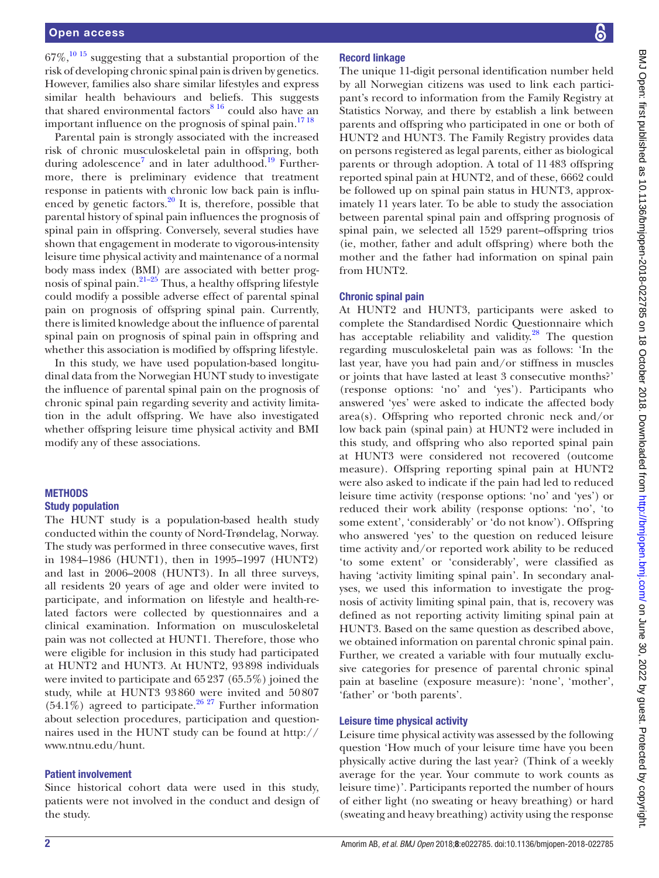67%,[10 15] suggesting that a substantial proportion of the risk of developing chronic spinal pain is driven by genetics. However, families also share similar lifestyles and express similar health behaviours and beliefs. This suggests that shared environmental factors[8 16] could also have an important influence on the prognosis of spinal pain.[17 18]

Parental pain is strongly associated with the increased risk of chronic musculoskeletal pain in offspring, both during adolescence[7] and in later adulthood.[19] Furthermore, there is preliminary evidence that treatment response in patients with chronic low back pain is influenced by genetic factors.[20] It is, therefore, possible that parental history of spinal pain influences the prognosis of spinal pain in offspring. Conversely, several studies have shown that engagement in moderate to vigorous-intensity leisure time physical activity and maintenance of a normal body mass index (BMI) are associated with better prognosis of spinal pain.[21–25] Thus, a healthy offspring lifestyle could modify a possible adverse effect of parental spinal pain on prognosis of offspring spinal pain. Currently, there is limited knowledge about the influence of parental spinal pain on prognosis of spinal pain in offspring and whether this association is modified by offspring lifestyle.

In this study, we have used population-based longitudinal data from the Norwegian HUNT study to investigate the influence of parental spinal pain on the prognosis of chronic spinal pain regarding severity and activity limitation in the adult offspring. We have also investigated whether offspring leisure time physical activity and BMI modify any of these associations.

## METHODS

### Study population

The HUNT study is a population-based health study conducted within the county of Nord-Trøndelag, Norway. The study was performed in three consecutive waves, first in 1984–1986 (HUNT1), then in 1995–1997 (HUNT2) and last in 2006–2008 (HUNT3). In all three surveys, all residents 20 years of age and older were invited to participate, and information on lifestyle and health-related factors were collected by questionnaires and a clinical examination. Information on musculoskeletal pain was not collected at HUNT1. Therefore, those who were eligible for inclusion in this study had participated at HUNT2 and HUNT3. At HUNT2, 93 898 individuals were invited to participate and 65 237 (65.5%) joined the study, while at HUNT3 93 860 were invited and 50 807 (54.1%) agreed to participate.[26 27] Further information about selection procedures, participation and questionnaires used in the HUNT study can be found at http://www.ntnu.edu/hunt.

### Patient involvement

Since historical cohort data were used in this study, patients were not involved in the conduct and design of the study.

### Record linkage

The unique 11-digit personal identification number held by all Norwegian citizens was used to link each participant's record to information from the Family Registry at Statistics Norway, and there by establish a link between parents and offspring who participated in one or both of HUNT2 and HUNT3. The Family Registry provides data on persons registered as legal parents, either as biological parents or through adoption. A total of 11 483 offspring reported spinal pain at HUNT2, and of these, 6662 could be followed up on spinal pain status in HUNT3, approximately 11 years later. To be able to study the association between parental spinal pain and offspring prognosis of spinal pain, we selected all 1529 parent–offspring trios (ie, mother, father and adult offspring) where both the mother and the father had information on spinal pain from HUNT2.

### Chronic spinal pain

At HUNT2 and HUNT3, participants were asked to complete the Standardised Nordic Questionnaire which has acceptable reliability and validity.[28] The question regarding musculoskeletal pain was as follows: 'In the last year, have you had pain and/or stiffness in muscles or joints that have lasted at least 3 consecutive months?' (response options: 'no' and 'yes'). Participants who answered 'yes' were asked to indicate the affected body area(s). Offspring who reported chronic neck and/or low back pain (spinal pain) at HUNT2 were included in this study, and offspring who also reported spinal pain at HUNT3 were considered not recovered (outcome measure). Offspring reporting spinal pain at HUNT2 were also asked to indicate if the pain had led to reduced leisure time activity (response options: 'no' and 'yes') or reduced their work ability (response options: 'no', 'to some extent', 'considerably' or 'do not know'). Offspring who answered 'yes' to the question on reduced leisure time activity and/or reported work ability to be reduced 'to some extent' or 'considerably', were classified as having 'activity limiting spinal pain'. In secondary analyses, we used this information to investigate the prognosis of activity limiting spinal pain, that is, recovery was defined as not reporting activity limiting spinal pain at HUNT3. Based on the same question as described above, we obtained information on parental chronic spinal pain. Further, we created a variable with four mutually exclusive categories for presence of parental chronic spinal pain at baseline (exposure measure): 'none', 'mother', 'father' or 'both parents'.

### Leisure time physical activity

Leisure time physical activity was assessed by the following question 'How much of your leisure time have you been physically active during the last year? (Think of a weekly average for the year. Your commute to work counts as leisure time)'. Participants reported the number of hours of either light (no sweating or heavy breathing) or hard (sweating and heavy breathing) activity using the response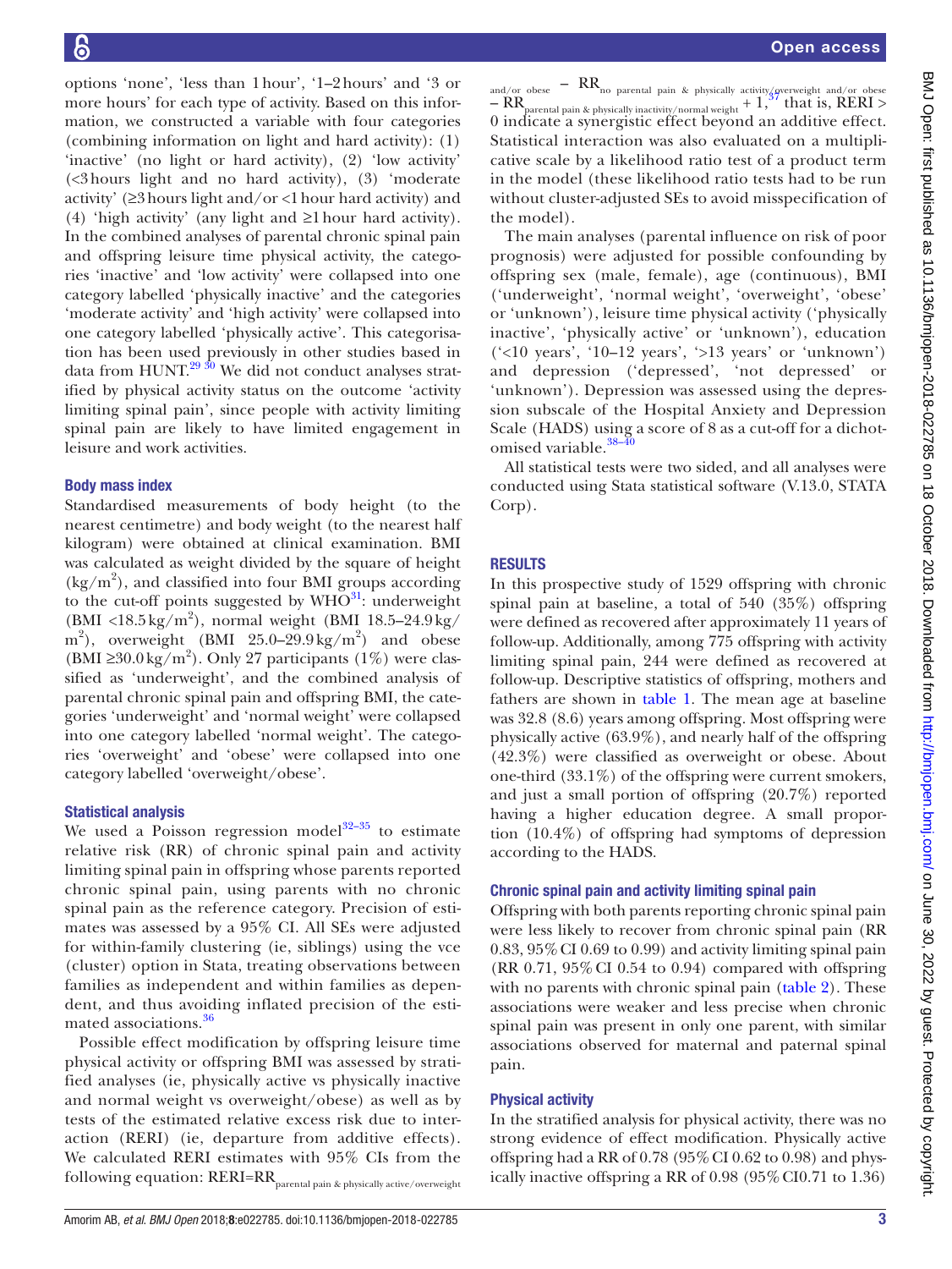options 'none', 'less than 1 hour', '1–2 hours' and '3 or more hours' for each type of activity. Based on this information, we constructed a variable with four categories (combining information on light and hard activity): (1) 'inactive' (no light or hard activity), (2) 'low activity' (<3 hours light and no hard activity), (3) 'moderate activity' (≥3 hours light and/or <1 hour hard activity) and (4) 'high activity' (any light and ≥1 hour hard activity). In the combined analyses of parental chronic spinal pain and offspring leisure time physical activity, the categories 'inactive' and 'low activity' were collapsed into one category labelled 'physically inactive' and the categories 'moderate activity' and 'high activity' were collapsed into one category labelled 'physically active'. This categorisation has been used previously in other studies based in data from HUNT.[29 30] We did not conduct analyses stratified by physical activity status on the outcome 'activity limiting spinal pain', since people with activity limiting spinal pain are likely to have limited engagement in leisure and work activities.

### Body mass index

Standardised measurements of body height (to the nearest centimetre) and body weight (to the nearest half kilogram) were obtained at clinical examination. BMI was calculated as weight divided by the square of height ($kg/m^2$), and classified into four BMI groups according to the cut-off points suggested by WHO[31]: underweight (BMI <18.5 $kg/m^2$), normal weight (BMI 18.5–24.9 $kg/m^2$), overweight (BMI 25.0–29.9 $kg/m^2$) and obese (BMI ≥30.0 $kg/m^2$). Only 27 participants (1%) were classified as 'underweight', and the combined analysis of parental chronic spinal pain and offspring BMI, the categories 'underweight' and 'normal weight' were collapsed into one category labelled 'normal weight'. The categories 'overweight' and 'obese' were collapsed into one category labelled 'overweight/obese'.

### Statistical analysis

We used a Poisson regression model[32–35] to estimate relative risk (RR) of chronic spinal pain and activity limiting spinal pain in offspring whose parents reported chronic spinal pain, using parents with no chronic spinal pain as the reference category. Precision of estimates was assessed by a 95% CI. All SEs were adjusted for within-family clustering (ie, siblings) using the vce (cluster) option in Stata, treating observations between families as independent and within families as dependent, and thus avoiding inflated precision of the estimated associations.[36]

Possible effect modification by offspring leisure time physical activity or offspring BMI was assessed by stratified analyses (ie, physically active vs physically inactive and normal weight vs overweight/obese) as well as by tests of the estimated relative excess risk due to interaction (RERI) (ie, departure from additive effects). We calculated RERI estimates with 95% CIs from the following equation: $RERI = RR_{\text{parental pain \& physically active/overweight and/or obese}} - RR_{\text{no parental pain \& physically activity/overweight and/or obese}} - RR_{\text{parental pain \& physically inactivity/normal weight}} + 1$,[37] that is, RERI > 0 indicate a synergistic effect beyond an additive effect. Statistical interaction was also evaluated on a multiplicative scale by a likelihood ratio test of a product term in the model (these likelihood ratio tests had to be run without cluster-adjusted SEs to avoid misspecification of the model).

The main analyses (parental influence on risk of poor prognosis) were adjusted for possible confounding by offspring sex (male, female), age (continuous), BMI ('underweight', 'normal weight', 'overweight', 'obese' or 'unknown'), leisure time physical activity ('physically inactive', 'physically active' or 'unknown'), education ('<10 years', '10–12 years', '>13 years' or 'unknown') and depression ('depressed', 'not depressed' or 'unknown'). Depression was assessed using the depression subscale of the Hospital Anxiety and Depression Scale (HADS) using a score of 8 as a cut-off for a dichotomised variable.[38–40]

All statistical tests were two sided, and all analyses were conducted using Stata statistical software (V.13.0, STATA Corp).

## RESULTS

In this prospective study of 1529 offspring with chronic spinal pain at baseline, a total of 540 (35%) offspring were defined as recovered after approximately 11 years of follow-up. Additionally, among 775 offspring with activity limiting spinal pain, 244 were defined as recovered at follow-up. Descriptive statistics of offspring, mothers and fathers are shown in table 1. The mean age at baseline was 32.8 (8.6) years among offspring. Most offspring were physically active (63.9%), and nearly half of the offspring (42.3%) were classified as overweight or obese. About one-third (33.1%) of the offspring were current smokers, and just a small portion of offspring (20.7%) reported having a higher education degree. A small proportion (10.4%) of offspring had symptoms of depression according to the HADS.

### Chronic spinal pain and activity limiting spinal pain

Offspring with both parents reporting chronic spinal pain were less likely to recover from chronic spinal pain (RR 0.83, 95% CI 0.69 to 0.99) and activity limiting spinal pain (RR 0.71, 95% CI 0.54 to 0.94) compared with offspring with no parents with chronic spinal pain (table 2). These associations were weaker and less precise when chronic spinal pain was present in only one parent, with similar associations observed for maternal and paternal spinal pain.

### Physical activity

In the stratified analysis for physical activity, there was no strong evidence of effect modification. Physically active offspring had a RR of 0.78 (95% CI 0.62 to 0.98) and physically inactive offspring a RR of 0.98 (95% CI 0.71 to 1.36)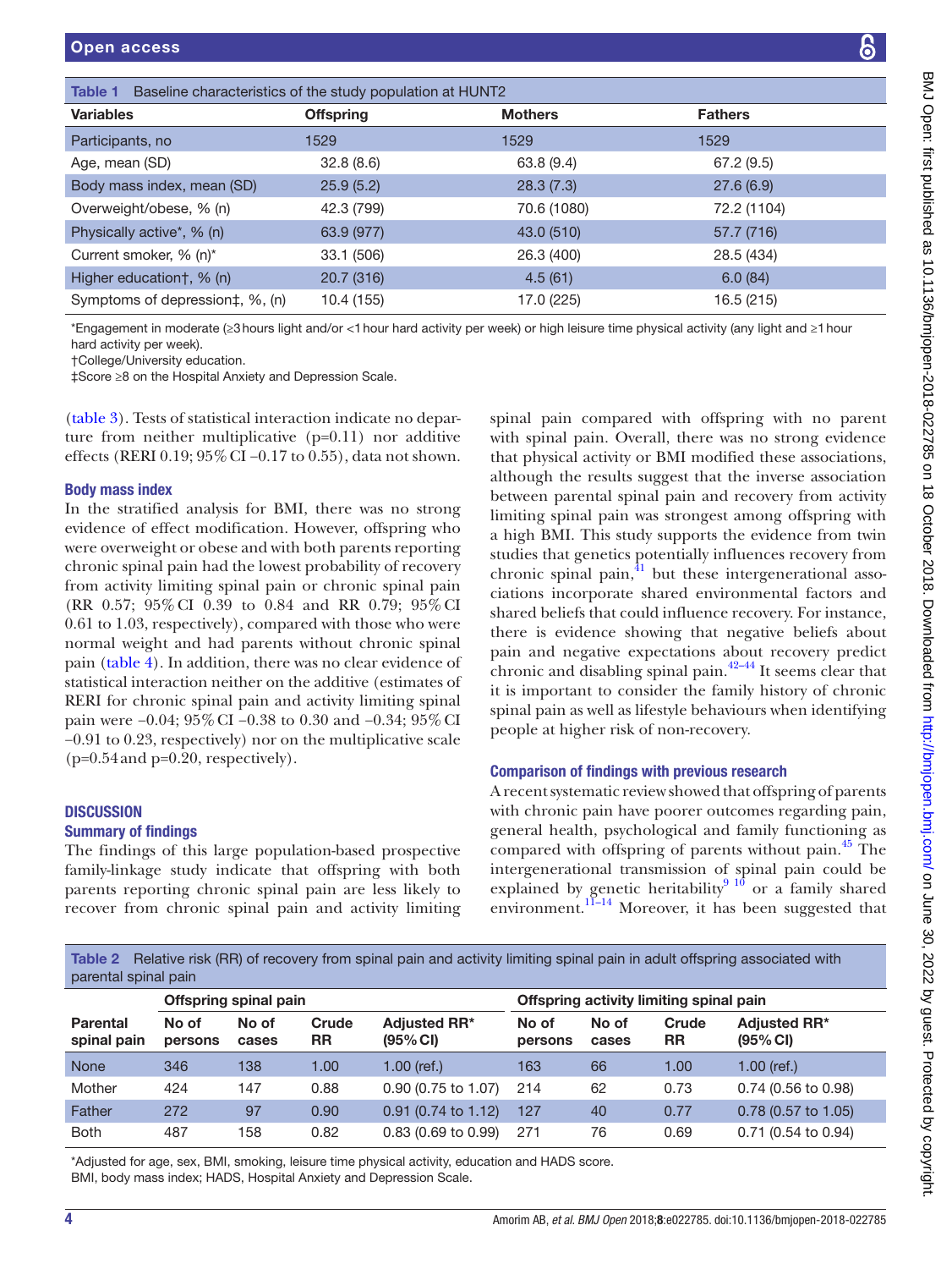**Table 1** Baseline characteristics of the study population at HUNT2

| Variables | Offspring | Mothers | Fathers |
|---|---|---|---|
| Participants, no | 1529 | 1529 | 1529 |
| Age, mean (SD) | 32.8 (8.6) | 63.8 (9.4) | 67.2 (9.5) |
| Body mass index, mean (SD) | 25.9 (5.2) | 28.3 (7.3) | 27.6 (6.9) |
| Overweight/obese, % (n) | 42.3 (799) | 70.6 (1080) | 72.2 (1104) |
| Physically active*, % (n) | 63.9 (977) | 43.0 (510) | 57.7 (716) |
| Current smoker, % (n)* | 33.1 (506) | 26.3 (400) | 28.5 (434) |
| Higher education†, % (n) | 20.7 (316) | 4.5 (61) | 6.0 (84) |
| Symptoms of depression‡, %, (n) | 10.4 (155) | 17.0 (225) | 16.5 (215) |

*Engagement in moderate (≥3 hours light and/or <1 hour hard activity per week) or high leisure time physical activity (any light and ≥1 hour hard activity per week).
†College/University education.
‡Score ≥8 on the Hospital Anxiety and Depression Scale.

(table 3). Tests of statistical interaction indicate no departure from neither multiplicative (p=0.11) nor additive effects (RERI 0.19; 95% CI −0.17 to 0.55), data not shown.

### Body mass index

In the stratified analysis for BMI, there was no strong evidence of effect modification. However, offspring who were overweight or obese and with both parents reporting chronic spinal pain had the lowest probability of recovery from activity limiting spinal pain or chronic spinal pain (RR 0.57; 95% CI 0.39 to 0.84 and RR 0.79; 95% CI 0.61 to 1.03, respectively), compared with those who were normal weight and had parents without chronic spinal pain (table 4). In addition, there was no clear evidence of statistical interaction neither on the additive (estimates of RERI for chronic spinal pain and activity limiting spinal pain were −0.04; 95% CI −0.38 to 0.30 and −0.34; 95% CI −0.91 to 0.23, respectively) nor on the multiplicative scale (p=0.54 and p=0.20, respectively).

## DISCUSSION

### Summary of findings

The findings of this large population-based prospective family-linkage study indicate that offspring with both parents reporting chronic spinal pain are less likely to recover from chronic spinal pain and activity limiting spinal pain compared with offspring with no parent with spinal pain. Overall, there was no strong evidence that physical activity or BMI modified these associations, although the results suggest that the inverse association between parental spinal pain and recovery from activity limiting spinal pain was strongest among offspring with a high BMI. This study supports the evidence from twin studies that genetics potentially influences recovery from chronic spinal pain,[41] but these intergenerational associations incorporate shared environmental factors and shared beliefs that could influence recovery. For instance, there is evidence showing that negative beliefs about pain and negative expectations about recovery predict chronic and disabling spinal pain.[42–44] It seems clear that it is important to consider the family history of chronic spinal pain as well as lifestyle behaviours when identifying people at higher risk of non-recovery.

### Comparison of findings with previous research

A recent systematic review showed that offspring of parents with chronic pain have poorer outcomes regarding pain, general health, psychological and family functioning as compared with offspring of parents without pain.[45] The intergenerational transmission of spinal pain could be explained by genetic heritability[9,10] or a family shared environment.[11–14] Moreover, it has been suggested that

**Table 2** Relative risk (RR) of recovery from spinal pain and activity limiting spinal pain in adult offspring associated with parental spinal pain

| | Offspring spinal pain | | | | Offspring activity limiting spinal pain | | | |
|---|---|---|---|---|---|---|---|---|
| Parental spinal pain | No of persons | No of cases | Crude RR | Adjusted RR* (95% CI) | No of persons | No of cases | Crude RR | Adjusted RR* (95% CI) |
| None | 346 | 138 | 1.00 | 1.00 (ref.) | 163 | 66 | 1.00 | 1.00 (ref.) |
| Mother | 424 | 147 | 0.88 | 0.90 (0.75 to 1.07) | 214 | 62 | 0.73 | 0.74 (0.56 to 0.98) |
| Father | 272 | 97 | 0.90 | 0.91 (0.74 to 1.12) | 127 | 40 | 0.77 | 0.78 (0.57 to 1.05) |
| Both | 487 | 158 | 0.82 | 0.83 (0.69 to 0.99) | 271 | 76 | 0.69 | 0.71 (0.54 to 0.94) |

*Adjusted for age, sex, BMI, smoking, leisure time physical activity, education and HADS score.
BMI, body mass index; HADS, Hospital Anxiety and Depression Scale.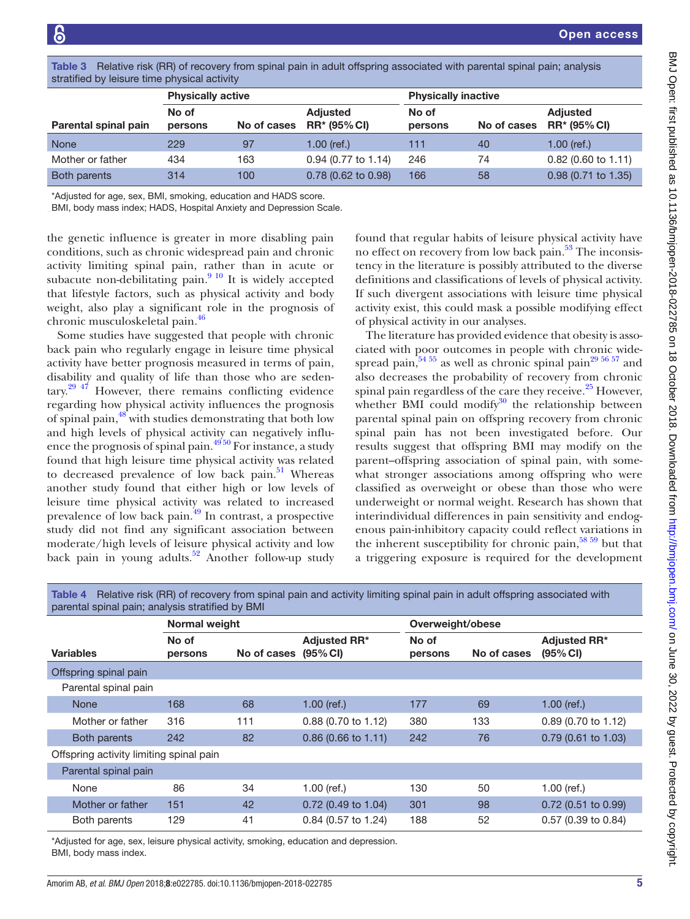**Table 3** Relative risk (RR) of recovery from spinal pain in adult offspring associated with parental spinal pain; analysis stratified by leisure time physical activity

| | Physically active | | | Physically inactive | | |
|---|---|---|---|---|---|---|
| **Parental spinal pain** | **No of persons** | **No of cases** | **Adjusted RR* (95% CI)** | **No of persons** | **No of cases** | **Adjusted RR* (95% CI)** |
| None | 229 | 97 | 1.00 (ref.) | 111 | 40 | 1.00 (ref.) |
| Mother or father | 434 | 163 | 0.94 (0.77 to 1.14) | 246 | 74 | 0.82 (0.60 to 1.11) |
| Both parents | 314 | 100 | 0.78 (0.62 to 0.98) | 166 | 58 | 0.98 (0.71 to 1.35) |

*Adjusted for age, sex, BMI, smoking, education and HADS score.
BMI, body mass index; HADS, Hospital Anxiety and Depression Scale.

the genetic influence is greater in more disabling pain conditions, such as chronic widespread pain and chronic activity limiting spinal pain, rather than in acute or subacute non-debilitating pain.[9 10] It is widely accepted that lifestyle factors, such as physical activity and body weight, also play a significant role in the prognosis of chronic musculoskeletal pain.[46]

Some studies have suggested that people with chronic back pain who regularly engage in leisure time physical activity have better prognosis measured in terms of pain, disability and quality of life than those who are sedentary.[29 47] However, there remains conflicting evidence regarding how physical activity influences the prognosis of spinal pain,[48] with studies demonstrating that both low and high levels of physical activity can negatively influence the prognosis of spinal pain.[49 50] For instance, a study found that high leisure time physical activity was related to decreased prevalence of low back pain.[51] Whereas another study found that either high or low levels of leisure time physical activity was related to increased prevalence of low back pain.[49] In contrast, a prospective study did not find any significant association between moderate/high levels of leisure physical activity and low back pain in young adults.[52] Another follow-up study found that regular habits of leisure physical activity have no effect on recovery from low back pain.[53] The inconsistency in the literature is possibly attributed to the diverse definitions and classifications of levels of physical activity. If such divergent associations with leisure time physical activity exist, this could mask a possible modifying effect of physical activity in our analyses.

The literature has provided evidence that obesity is associated with poor outcomes in people with chronic widespread pain,[54 55] as well as chronic spinal pain[29 56 57] and also decreases the probability of recovery from chronic spinal pain regardless of the care they receive.[25] However, whether BMI could modify[30] the relationship between parental spinal pain on offspring recovery from chronic spinal pain has not been investigated before. Our results suggest that offspring BMI may modify on the parent–offspring association of spinal pain, with somewhat stronger associations among offspring who were classified as overweight or obese than those who were underweight or normal weight. Research has shown that interindividual differences in pain sensitivity and endogenous pain-inhibitory capacity could reflect variations in the inherent susceptibility for chronic pain,[58 59] but that a triggering exposure is required for the development

**Table 4** Relative risk (RR) of recovery from spinal pain and activity limiting spinal pain in adult offspring associated with parental spinal pain; analysis stratified by BMI

| | Normal weight | | | Overweight/obese | | |
|---|---|---|---|---|---|---|
| **Variables** | **No of persons** | **No of cases** | **Adjusted RR* (95% CI)** | **No of persons** | **No of cases** | **Adjusted RR* (95% CI)** |
| Offspring spinal pain | | | | | | |
| Parental spinal pain | | | | | | |
| None | 168 | 68 | 1.00 (ref.) | 177 | 69 | 1.00 (ref.) |
| Mother or father | 316 | 111 | 0.88 (0.70 to 1.12) | 380 | 133 | 0.89 (0.70 to 1.12) |
| Both parents | 242 | 82 | 0.86 (0.66 to 1.11) | 242 | 76 | 0.79 (0.61 to 1.03) |
| Offspring activity limiting spinal pain | | | | | | |
| Parental spinal pain | | | | | | |
| None | 86 | 34 | 1.00 (ref.) | 130 | 50 | 1.00 (ref.) |
| Mother or father | 151 | 42 | 0.72 (0.49 to 1.04) | 301 | 98 | 0.72 (0.51 to 0.99) |
| Both parents | 129 | 41 | 0.84 (0.57 to 1.24) | 188 | 52 | 0.57 (0.39 to 0.84) |

*Adjusted for age, sex, leisure physical activity, smoking, education and depression.
BMI, body mass index.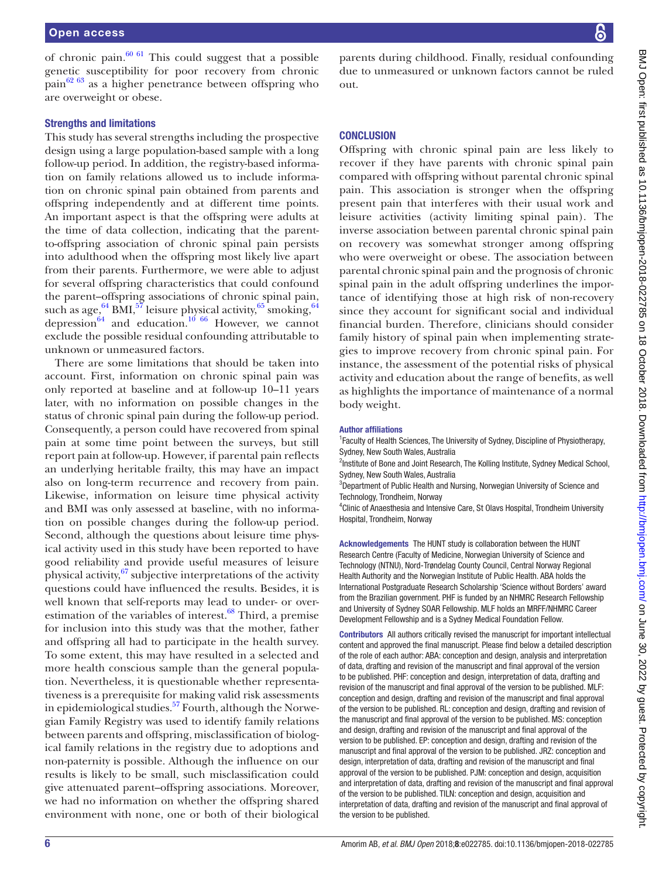of chronic pain.[60,61] This could suggest that a possible genetic susceptibility for poor recovery from chronic pain[62,63] as a higher penetrance between offspring who are overweight or obese.

### Strengths and limitations

This study has several strengths including the prospective design using a large population-based sample with a long follow-up period. In addition, the registry-based information on family relations allowed us to include information on chronic spinal pain obtained from parents and offspring independently and at different time points. An important aspect is that the offspring were adults at the time of data collection, indicating that the parent-to-offspring association of chronic spinal pain persists into adulthood when the offspring most likely live apart from their parents. Furthermore, we were able to adjust for several offspring characteristics that could confound the parent–offspring associations of chronic spinal pain, such as age,[64] BMI,[57] leisure physical activity,[65] smoking,[64] depression[64] and education.[10,66] However, we cannot exclude the possible residual confounding attributable to unknown or unmeasured factors.

There are some limitations that should be taken into account. First, information on chronic spinal pain was only reported at baseline and at follow-up 10–11 years later, with no information on possible changes in the status of chronic spinal pain during the follow-up period. Consequently, a person could have recovered from spinal pain at some time point between the surveys, but still report pain at follow-up. However, if parental pain reflects an underlying heritable frailty, this may have an impact also on long-term recurrence and recovery from pain. Likewise, information on leisure time physical activity and BMI was only assessed at baseline, with no information on possible changes during the follow-up period. Second, although the questions about leisure time physical activity used in this study have been reported to have good reliability and provide useful measures of leisure physical activity,[67] subjective interpretations of the activity questions could have influenced the results. Besides, it is well known that self-reports may lead to under- or overestimation of the variables of interest.[68] Third, a premise for inclusion into this study was that the mother, father and offspring all had to participate in the health survey. To some extent, this may have resulted in a selected and more health conscious sample than the general population. Nevertheless, it is questionable whether representativeness is a prerequisite for making valid risk assessments in epidemiological studies.[57] Fourth, although the Norwegian Family Registry was used to identify family relations between parents and offspring, misclassification of biological family relations in the registry due to adoptions and non-paternity is possible. Although the influence on our results is likely to be small, such misclassification could give attenuated parent–offspring associations. Moreover, we had no information on whether the offspring shared environment with none, one or both of their biological parents during childhood. Finally, residual confounding due to unmeasured or unknown factors cannot be ruled out.

## CONCLUSION

Offspring with chronic spinal pain are less likely to recover if they have parents with chronic spinal pain compared with offspring without parental chronic spinal pain. This association is stronger when the offspring present pain that interferes with their usual work and leisure activities (activity limiting spinal pain). The inverse association between parental chronic spinal pain on recovery was somewhat stronger among offspring who were overweight or obese. The association between parental chronic spinal pain and the prognosis of chronic spinal pain in the adult offspring underlines the importance of identifying those at high risk of non-recovery since they account for significant social and individual financial burden. Therefore, clinicians should consider family history of spinal pain when implementing strategies to improve recovery from chronic spinal pain. For instance, the assessment of the potential risks of physical activity and education about the range of benefits, as well as highlights the importance of maintenance of a normal body weight.

#### Author affiliations

[1]Faculty of Health Sciences, The University of Sydney, Discipline of Physiotherapy, Sydney, New South Wales, Australia
[2]Institute of Bone and Joint Research, The Kolling Institute, Sydney Medical School, Sydney, New South Wales, Australia
[3]Department of Public Health and Nursing, Norwegian University of Science and Technology, Trondheim, Norway
[4]Clinic of Anaesthesia and Intensive Care, St Olavs Hospital, Trondheim University Hospital, Trondheim, Norway

**Acknowledgements** The HUNT study is collaboration between the HUNT Research Centre (Faculty of Medicine, Norwegian University of Science and Technology (NTNU), Nord-Trøndelag County Council, Central Norway Regional Health Authority and the Norwegian Institute of Public Health. ABA holds the International Postgraduate Research Scholarship 'Science without Borders' award from the Brazilian government. PHF is funded by an NHMRC Research Fellowship and University of Sydney SOAR Fellowship. MLF holds an MRFF/NHMRC Career Development Fellowship and is a Sydney Medical Foundation Fellow.

**Contributors** All authors critically revised the manuscript for important intellectual content and approved the final manuscript. Please find below a detailed description of the role of each author: ABA: conception and design, analysis and interpretation of data, drafting and revision of the manuscript and final approval of the version to be published. PHF: conception and design, interpretation of data, drafting and revision of the manuscript and final approval of the version to be published. MLF: conception and design, drafting and revision of the manuscript and final approval of the version to be published. RL: conception and design, drafting and revision of the manuscript and final approval of the version to be published. MS: conception and design, drafting and revision of the manuscript and final approval of the version to be published. EP: conception and design, drafting and revision of the manuscript and final approval of the version to be published. JRZ: conception and design, interpretation of data, drafting and revision of the manuscript and final approval of the version to be published. PJM: conception and design, acquisition and interpretation of data, drafting and revision of the manuscript and final approval of the version to be published. TILN: conception and design, acquisition and interpretation of data, drafting and revision of the manuscript and final approval of the version to be published.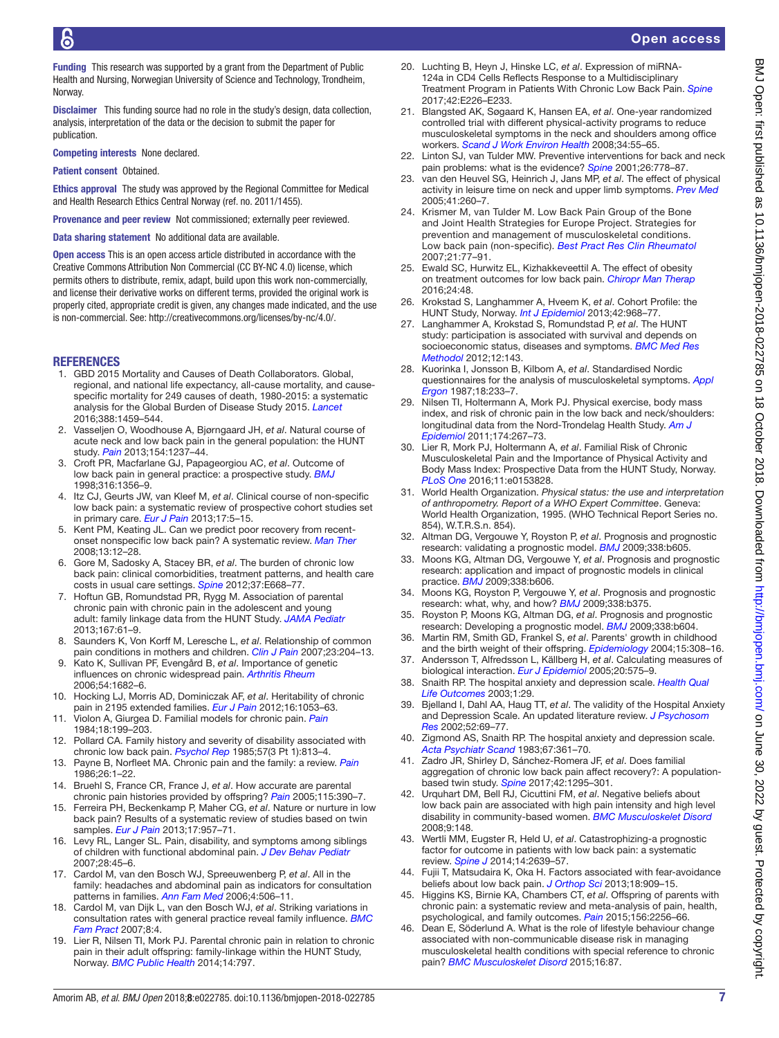**Funding** This research was supported by a grant from the Department of Public Health and Nursing, Norwegian University of Science and Technology, Trondheim, Norway.

**Disclaimer** This funding source had no role in the study's design, data collection, analysis, interpretation of the data or the decision to submit the paper for publication.

**Competing interests** None declared.

**Patient consent** Obtained.

**Ethics approval** The study was approved by the Regional Committee for Medical and Health Research Ethics Central Norway (ref. no. 2011/1455).

**Provenance and peer review** Not commissioned; externally peer reviewed.

**Data sharing statement** No additional data are available.

**Open access** This is an open access article distributed in accordance with the Creative Commons Attribution Non Commercial (CC BY-NC 4.0) license, which permits others to distribute, remix, adapt, build upon this work non-commercially, and license their derivative works on different terms, provided the original work is properly cited, appropriate credit is given, any changes made indicated, and the use is non-commercial. See: http://creativecommons.org/licenses/by-nc/4.0/.

## REFERENCES

1. GBD 2015 Mortality and Causes of Death Collaborators. Global, regional, and national life expectancy, all-cause mortality, and cause-specific mortality for 249 causes of death, 1980-2015: a systematic analysis for the Global Burden of Disease Study 2015. *Lancet* 2016;388:1459–544.
2. Vasseljen O, Woodhouse A, Bjørngaard JH, *et al*. Natural course of acute neck and low back pain in the general population: the HUNT study. *Pain* 2013;154:1237–44.
3. Croft PR, Macfarlane GJ, Papageorgiou AC, *et al*. Outcome of low back pain in general practice: a prospective study. *BMJ* 1998;316:1356–9.
4. Itz CJ, Geurts JW, van Kleef M, *et al*. Clinical course of non-specific low back pain: a systematic review of prospective cohort studies set in primary care. *Eur J Pain* 2013;17:5–15.
5. Kent PM, Keating JL. Can we predict poor recovery from recent-onset nonspecific low back pain? A systematic review. *Man Ther* 2008;13:12–28.
6. Gore M, Sadosky A, Stacey BR, *et al*. The burden of chronic low back pain: clinical comorbidities, treatment patterns, and health care costs in usual care settings. *Spine* 2012;37:E668–77.
7. Hoftun GB, Romundstad PR, Rygg M. Association of parental chronic pain with chronic pain in the adolescent and young adult: family linkage data from the HUNT Study. *JAMA Pediatr* 2013;167:61–9.
8. Saunders K, Von Korff M, Leresche L, *et al*. Relationship of common pain conditions in mothers and children. *Clin J Pain* 2007;23:204–13.
9. Kato K, Sullivan PF, Evengård B, *et al*. Importance of genetic influences on chronic widespread pain. *Arthritis Rheum* 2006;54:1682–6.
10. Hocking LJ, Morris AD, Dominiczak AF, *et al*. Heritability of chronic pain in 2195 extended families. *Eur J Pain* 2012;16:1053–63.
11. Violon A, Giurgea D. Familial models for chronic pain. *Pain* 1984;18:199–203.
12. Pollard CA. Family history and severity of disability associated with chronic low back pain. *Psychol Rep* 1985;57(3 Pt 1):813–4.
13. Payne B, Norfleet MA. Chronic pain and the family: a review. *Pain* 1986;26:1–22.
14. Bruehl S, France CR, France J, *et al*. How accurate are parental chronic pain histories provided by offspring? *Pain* 2005;115:390–7.
15. Ferreira PH, Beckenkamp P, Maher CG, *et al*. Nature or nurture in low back pain? Results of a systematic review of studies based on twin samples. *Eur J Pain* 2013;17:957–71.
16. Levy RL, Langer SL. Pain, disability, and symptoms among siblings of children with functional abdominal pain. *J Dev Behav Pediatr* 2007;28:45–6.
17. Cardol M, van den Bosch WJ, Spreeuwenberg P, *et al*. All in the family: headaches and abdominal pain as indicators for consultation patterns in families. *Ann Fam Med* 2006;4:506–11.
18. Cardol M, van Dijk L, van den Bosch WJ, *et al*. Striking variations in consultation rates with general practice reveal family influence. *BMC Fam Pract* 2007;8:4.
19. Lier R, Nilsen TI, Mork PJ. Parental chronic pain in relation to chronic pain in their adult offspring: family-linkage within the HUNT Study, Norway. *BMC Public Health* 2014;14:797.
20. Luchting B, Heyn J, Hinske LC, *et al*. Expression of miRNA-124a in CD4 Cells Reflects Response to a Multidisciplinary Treatment Program in Patients With Chronic Low Back Pain. *Spine* 2017;42:E226–E233.
21. Blangsted AK, Søgaard K, Hansen EA, *et al*. One-year randomized controlled trial with different physical-activity programs to reduce musculoskeletal symptoms in the neck and shoulders among office workers. *Scand J Work Environ Health* 2008;34:55–65.
22. Linton SJ, van Tulder MW. Preventive interventions for back and neck pain problems: what is the evidence? *Spine* 2001;26:778–87.
23. van den Heuvel SG, Heinrich J, Jans MP, *et al*. The effect of physical activity in leisure time on neck and upper limb symptoms. *Prev Med* 2005;41:260–7.
24. Krismer M, van Tulder M. Low Back Pain Group of the Bone and Joint Health Strategies for Europe Project. Strategies for prevention and management of musculoskeletal conditions. Low back pain (non-specific). *Best Pract Res Clin Rheumatol* 2007;21:77–91.
25. Ewald SC, Hurwitz EL, Kizhakkeveettil A. The effect of obesity on treatment outcomes for low back pain. *Chiropr Man Therap* 2016;24:48.
26. Krokstad S, Langhammer A, Hveem K, *et al*. Cohort Profile: the HUNT Study, Norway. *Int J Epidemiol* 2013;42:968–77.
27. Langhammer A, Krokstad S, Romundstad P, *et al*. The HUNT study: participation is associated with survival and depends on socioeconomic status, diseases and symptoms. *BMC Med Res Methodol* 2012;12:143.
28. Kuorinka I, Jonsson B, Kilbom A, *et al*. Standardised Nordic questionnaires for the analysis of musculoskeletal symptoms. *Appl Ergon* 1987;18:233–7.
29. Nilsen TI, Holtermann A, Mork PJ. Physical exercise, body mass index, and risk of chronic pain in the low back and neck/shoulders: longitudinal data from the Nord-Trondelag Health Study. *Am J Epidemiol* 2011;174:267–73.
30. Lier R, Mork PJ, Holtermann A, *et al*. Familial Risk of Chronic Musculoskeletal Pain and the Importance of Physical Activity and Body Mass Index: Prospective Data from the HUNT Study, Norway. *PLoS One* 2016;11:e0153828.
31. World Health Organization. *Physical status: the use and interpretation of anthropometry. Report of a WHO Expert Committee*. Geneva: World Health Organization, 1995. (WHO Technical Report Series no. 854), W.T.R.S.n. 854).
32. Altman DG, Vergouwe Y, Royston P, *et al*. Prognosis and prognostic research: validating a prognostic model. *BMJ* 2009;338:b605.
33. Moons KG, Altman DG, Vergouwe Y, *et al*. Prognosis and prognostic research: application and impact of prognostic models in clinical practice. *BMJ* 2009;338:b606.
34. Moons KG, Royston P, Vergouwe Y, *et al*. Prognosis and prognostic research: what, why, and how? *BMJ* 2009;338:b375.
35. Royston P, Moons KG, Altman DG, *et al*. Prognosis and prognostic research: Developing a prognostic model. *BMJ* 2009;338:b604.
36. Martin RM, Smith GD, Frankel S, *et al*. Parents' growth in childhood and the birth weight of their offspring. *Epidemiology* 2004;15:308–16.
37. Andersson T, Alfredsson L, Källberg H, *et al*. Calculating measures of biological interaction. *Eur J Epidemiol* 2005;20:575–9.
38. Snaith RP. The hospital anxiety and depression scale. *Health Qual Life Outcomes* 2003;1:29.
39. Bjelland I, Dahl AA, Haug TT, *et al*. The validity of the Hospital Anxiety and Depression Scale. An updated literature review. *J Psychosom Res* 2002;52:69–77.
40. Zigmond AS, Snaith RP. The hospital anxiety and depression scale. *Acta Psychiatr Scand* 1983;67:361–70.
41. Zadro JR, Shirley D, Sánchez-Romera JF, *et al*. Does familial aggregation of chronic low back pain affect recovery?: A population-based twin study. *Spine* 2017;42:1295–301.
42. Urquhart DM, Bell RJ, Cicuttini FM, *et al*. Negative beliefs about low back pain are associated with high pain intensity and high level disability in community-based women. *BMC Musculoskelet Disord* 2008;9:148.
43. Wertli MM, Eugster R, Held U, *et al*. Catastrophizing-a prognostic factor for outcome in patients with low back pain: a systematic review. *Spine J* 2014;14:2639–57.
44. Fujii T, Matsudaira K, Oka H. Factors associated with fear-avoidance beliefs about low back pain. *J Orthop Sci* 2013;18:909–15.
45. Higgins KS, Birnie KA, Chambers CT, *et al*. Offspring of parents with chronic pain: a systematic review and meta-analysis of pain, health, psychological, and family outcomes. *Pain* 2015;156:2256–66.
46. Dean E, Söderlund A. What is the role of lifestyle behaviour change associated with non-communicable disease risk in managing musculoskeletal health conditions with special reference to chronic pain? *BMC Musculoskelet Disord* 2015;16:87.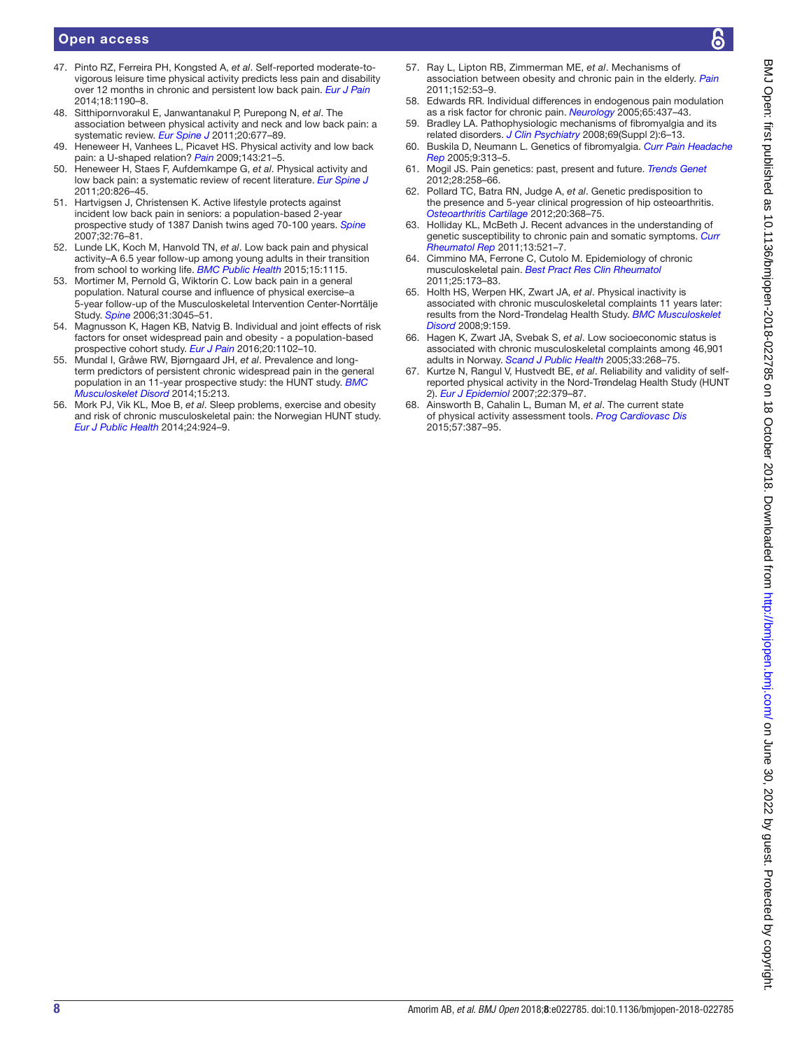47. Pinto RZ, Ferreira PH, Kongsted A, *et al*. Self-reported moderate-to-vigorous leisure time physical activity predicts less pain and disability over 12 months in chronic and persistent low back pain. *Eur J Pain* 2014;18:1190–8.
48. Sitthipornvorakul E, Janwantanakul P, Purepong N, *et al*. The association between physical activity and neck and low back pain: a systematic review. *Eur Spine J* 2011;20:677–89.
49. Heneweer H, Vanhees L, Picavet HS. Physical activity and low back pain: a U-shaped relation? *Pain* 2009;143:21–5.
50. Heneweer H, Staes F, Aufdemkampe G, *et al*. Physical activity and low back pain: a systematic review of recent literature. *Eur Spine J* 2011;20:826–45.
51. Hartvigsen J, Christensen K. Active lifestyle protects against incident low back pain in seniors: a population-based 2-year prospective study of 1387 Danish twins aged 70-100 years. *Spine* 2007;32:76–81.
52. Lunde LK, Koch M, Hanvold TN, *et al*. Low back pain and physical activity–A 6.5 year follow-up among young adults in their transition from school to working life. *BMC Public Health* 2015;15:1115.
53. Mortimer M, Pernold G, Wiktorin C. Low back pain in a general population. Natural course and influence of physical exercise–a 5-year follow-up of the Musculoskeletal Intervention Center-Norrtälje Study. *Spine* 2006;31:3045–51.
54. Magnusson K, Hagen KB, Natvig B. Individual and joint effects of risk factors for onset widespread pain and obesity - a population-based prospective cohort study. *Eur J Pain* 2016;20:1102–10.
55. Mundal I, Gråwe RW, Bjørngaard JH, *et al*. Prevalence and long-term predictors of persistent chronic widespread pain in the general population in an 11-year prospective study: the HUNT study. *BMC Musculoskelet Disord* 2014;15:213.
56. Mork PJ, Vik KL, Moe B, *et al*. Sleep problems, exercise and obesity and risk of chronic musculoskeletal pain: the Norwegian HUNT study. *Eur J Public Health* 2014;24:924–9.
57. Ray L, Lipton RB, Zimmerman ME, *et al*. Mechanisms of association between obesity and chronic pain in the elderly. *Pain* 2011;152:53–9.
58. Edwards RR. Individual differences in endogenous pain modulation as a risk factor for chronic pain. *Neurology* 2005;65:437–43.
59. Bradley LA. Pathophysiologic mechanisms of fibromyalgia and its related disorders. *J Clin Psychiatry* 2008;69(Suppl 2):6–13.
60. Buskila D, Neumann L. Genetics of fibromyalgia. *Curr Pain Headache Rep* 2005;9:313–5.
61. Mogil JS. Pain genetics: past, present and future. *Trends Genet* 2012;28:258–66.
62. Pollard TC, Batra RN, Judge A, *et al*. Genetic predisposition to the presence and 5-year clinical progression of hip osteoarthritis. *Osteoarthritis Cartilage* 2012;20:368–75.
63. Holliday KL, McBeth J. Recent advances in the understanding of genetic susceptibility to chronic pain and somatic symptoms. *Curr Rheumatol Rep* 2011;13:521–7.
64. Cimmino MA, Ferrone C, Cutolo M. Epidemiology of chronic musculoskeletal pain. *Best Pract Res Clin Rheumatol* 2011;25:173–83.
65. Holth HS, Werpen HK, Zwart JA, *et al*. Physical inactivity is associated with chronic musculoskeletal complaints 11 years later: results from the Nord-Trøndelag Health Study. *BMC Musculoskelet Disord* 2008;9:159.
66. Hagen K, Zwart JA, Svebak S, *et al*. Low socioeconomic status is associated with chronic musculoskeletal complaints among 46,901 adults in Norway. *Scand J Public Health* 2005;33:268–75.
67. Kurtze N, Rangul V, Hustvedt BE, *et al*. Reliability and validity of self-reported physical activity in the Nord-Trøndelag Health Study (HUNT 2). *Eur J Epidemiol* 2007;22:379–87.
68. Ainsworth B, Cahalin L, Buman M, *et al*. The current state of physical activity assessment tools. *Prog Cardiovasc Dis* 2015;57:387–95.